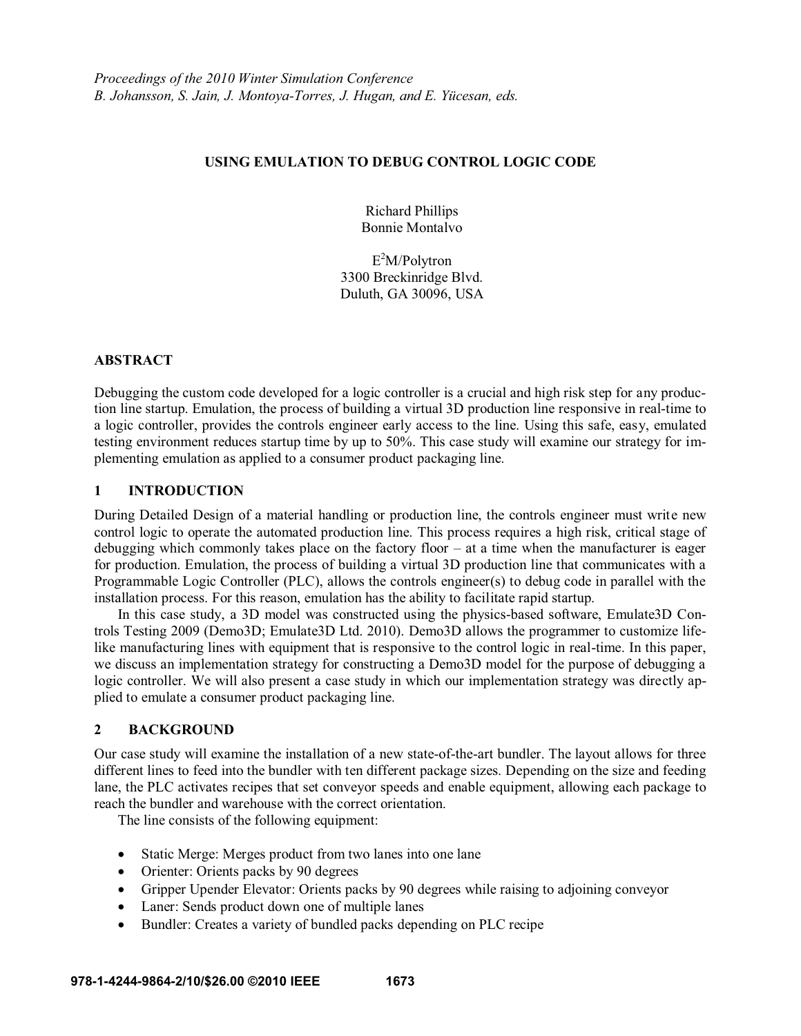*Proceedings of the 2010 Winter Simulation Conference*
*B. Johansson, S. Jain, J. Montoya-Torres, J. Hugan, and E. Yücesan, eds.*

# USING EMULATION TO DEBUG CONTROL LOGIC CODE

Richard Phillips
Bonnie Montalvo

E$^2$M/Polytron
3300 Breckinridge Blvd.
Duluth, GA 30096, USA

## ABSTRACT

Debugging the custom code developed for a logic controller is a crucial and high risk step for any production line startup. Emulation, the process of building a virtual 3D production line responsive in real-time to a logic controller, provides the controls engineer early access to the line. Using this safe, easy, emulated testing environment reduces startup time by up to 50%. This case study will examine our strategy for implementing emulation as applied to a consumer product packaging line.

## 1 INTRODUCTION

During Detailed Design of a material handling or production line, the controls engineer must write new control logic to operate the automated production line. This process requires a high risk, critical stage of debugging which commonly takes place on the factory floor – at a time when the manufacturer is eager for production. Emulation, the process of building a virtual 3D production line that communicates with a Programmable Logic Controller (PLC), allows the controls engineer(s) to debug code in parallel with the installation process. For this reason, emulation has the ability to facilitate rapid startup.

In this case study, a 3D model was constructed using the physics-based software, Emulate3D Controls Testing 2009 (Demo3D; Emulate3D Ltd. 2010). Demo3D allows the programmer to customize life-like manufacturing lines with equipment that is responsive to the control logic in real-time. In this paper, we discuss an implementation strategy for constructing a Demo3D model for the purpose of debugging a logic controller. We will also present a case study in which our implementation strategy was directly applied to emulate a consumer product packaging line.

## 2 BACKGROUND

Our case study will examine the installation of a new state-of-the-art bundler. The layout allows for three different lines to feed into the bundler with ten different package sizes. Depending on the size and feeding lane, the PLC activates recipes that set conveyor speeds and enable equipment, allowing each package to reach the bundler and warehouse with the correct orientation.

The line consists of the following equipment:

- Static Merge: Merges product from two lanes into one lane
- Orienter: Orients packs by 90 degrees
- Gripper Upender Elevator: Orients packs by 90 degrees while raising to adjoining conveyor
- Laner: Sends product down one of multiple lanes
- Bundler: Creates a variety of bundled packs depending on PLC recipe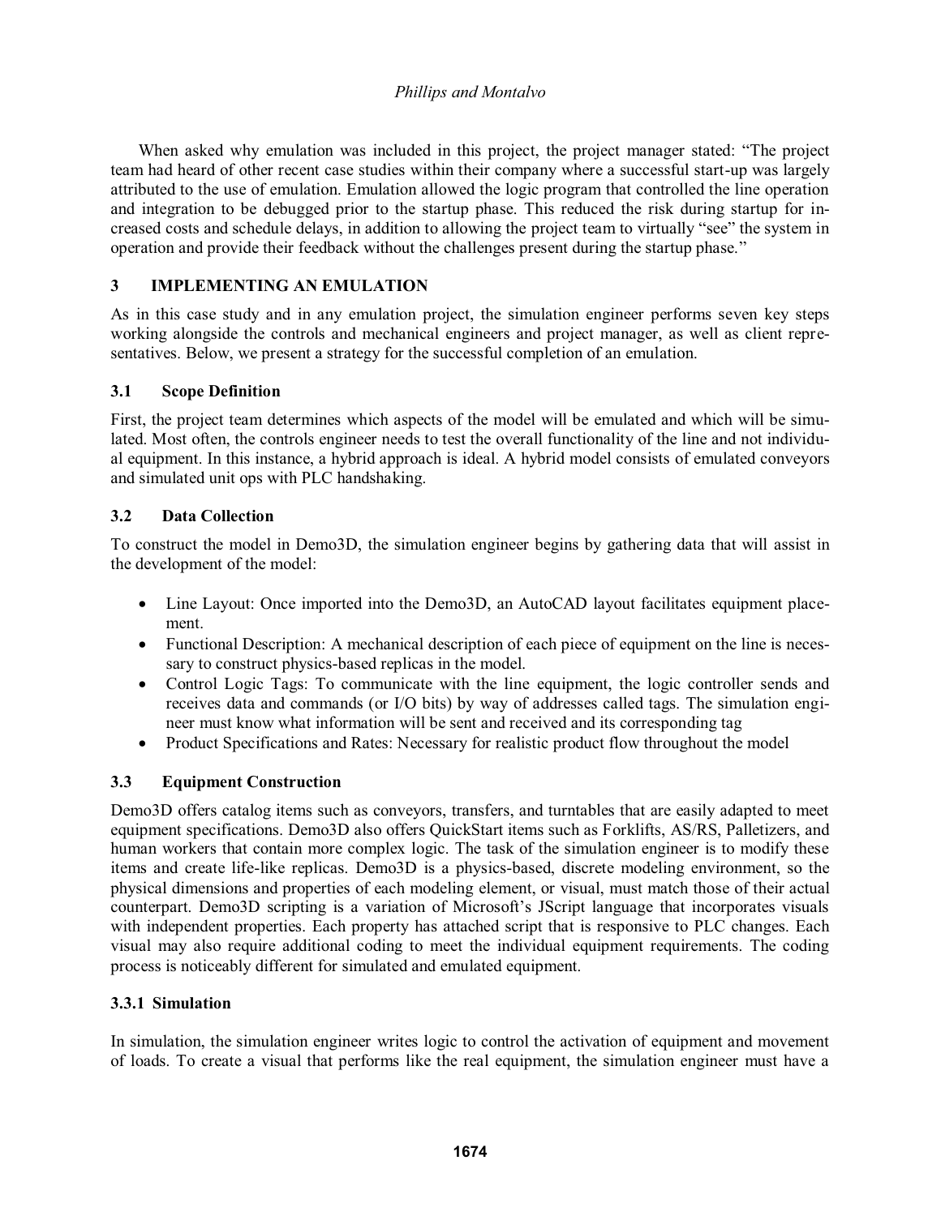When asked why emulation was included in this project, the project manager stated: "The project team had heard of other recent case studies within their company where a successful start-up was largely attributed to the use of emulation. Emulation allowed the logic program that controlled the line operation and integration to be debugged prior to the startup phase. This reduced the risk during startup for increased costs and schedule delays, in addition to allowing the project team to virtually "see" the system in operation and provide their feedback without the challenges present during the startup phase."

## 3 IMPLEMENTING AN EMULATION

As in this case study and in any emulation project, the simulation engineer performs seven key steps working alongside the controls and mechanical engineers and project manager, as well as client representatives. Below, we present a strategy for the successful completion of an emulation.

### 3.1 Scope Definition

First, the project team determines which aspects of the model will be emulated and which will be simulated. Most often, the controls engineer needs to test the overall functionality of the line and not individual equipment. In this instance, a hybrid approach is ideal. A hybrid model consists of emulated conveyors and simulated unit ops with PLC handshaking.

### 3.2 Data Collection

To construct the model in Demo3D, the simulation engineer begins by gathering data that will assist in the development of the model:

- Line Layout: Once imported into the Demo3D, an AutoCAD layout facilitates equipment placement.
- Functional Description: A mechanical description of each piece of equipment on the line is necessary to construct physics-based replicas in the model.
- Control Logic Tags: To communicate with the line equipment, the logic controller sends and receives data and commands (or I/O bits) by way of addresses called tags. The simulation engineer must know what information will be sent and received and its corresponding tag
- Product Specifications and Rates: Necessary for realistic product flow throughout the model

### 3.3 Equipment Construction

Demo3D offers catalog items such as conveyors, transfers, and turntables that are easily adapted to meet equipment specifications. Demo3D also offers QuickStart items such as Forklifts, AS/RS, Palletizers, and human workers that contain more complex logic. The task of the simulation engineer is to modify these items and create life-like replicas. Demo3D is a physics-based, discrete modeling environment, so the physical dimensions and properties of each modeling element, or visual, must match those of their actual counterpart. Demo3D scripting is a variation of Microsoft's JScript language that incorporates visuals with independent properties. Each property has attached script that is responsive to PLC changes. Each visual may also require additional coding to meet the individual equipment requirements. The coding process is noticeably different for simulated and emulated equipment.

#### 3.3.1 Simulation

In simulation, the simulation engineer writes logic to control the activation of equipment and movement of loads. To create a visual that performs like the real equipment, the simulation engineer must have a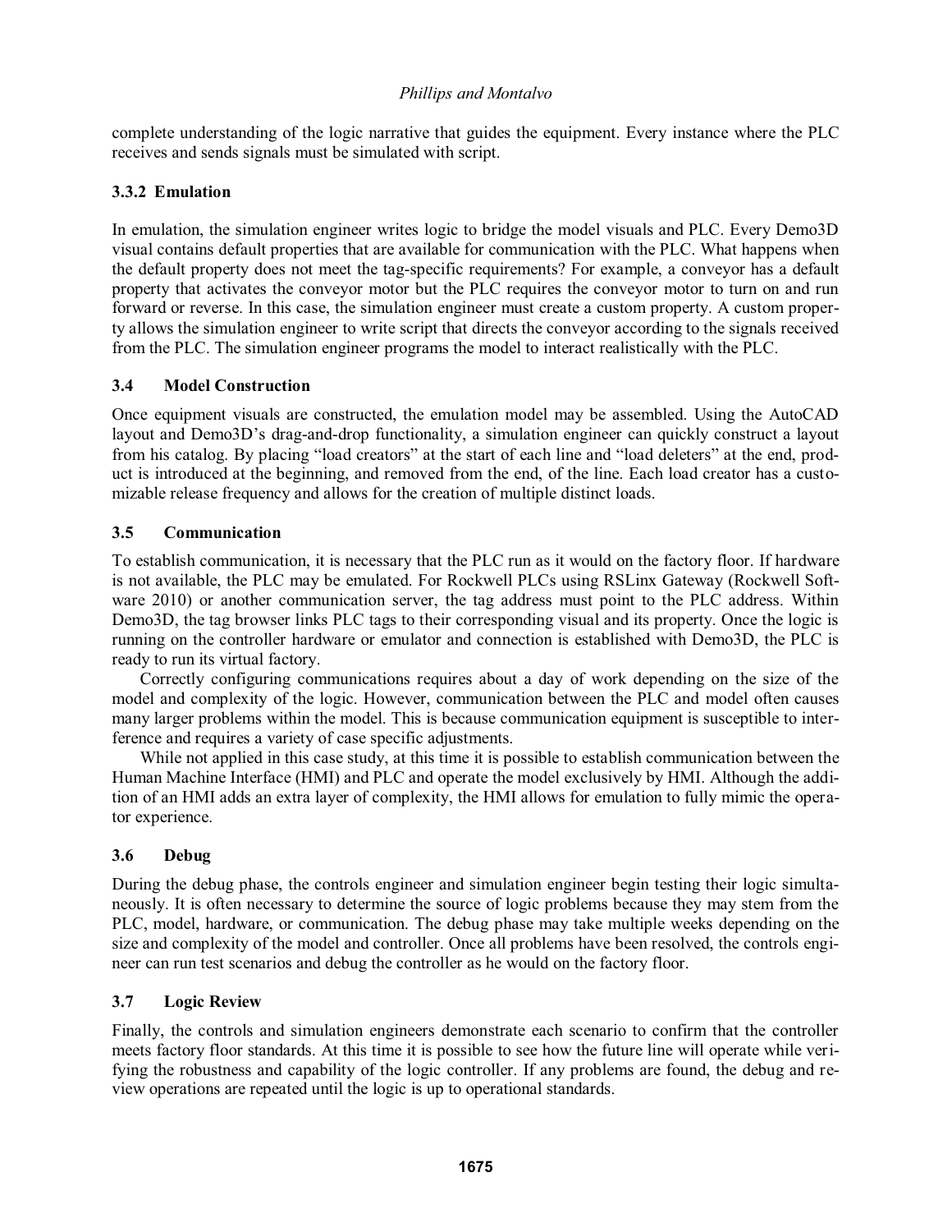complete understanding of the logic narrative that guides the equipment. Every instance where the PLC receives and sends signals must be simulated with script.

### 3.3.2 Emulation

In emulation, the simulation engineer writes logic to bridge the model visuals and PLC. Every Demo3D visual contains default properties that are available for communication with the PLC. What happens when the default property does not meet the tag-specific requirements? For example, a conveyor has a default property that activates the conveyor motor but the PLC requires the conveyor motor to turn on and run forward or reverse. In this case, the simulation engineer must create a custom property. A custom property allows the simulation engineer to write script that directs the conveyor according to the signals received from the PLC. The simulation engineer programs the model to interact realistically with the PLC.

## 3.4 Model Construction

Once equipment visuals are constructed, the emulation model may be assembled. Using the AutoCAD layout and Demo3D's drag-and-drop functionality, a simulation engineer can quickly construct a layout from his catalog. By placing "load creators" at the start of each line and "load deleters" at the end, product is introduced at the beginning, and removed from the end, of the line. Each load creator has a customizable release frequency and allows for the creation of multiple distinct loads.

## 3.5 Communication

To establish communication, it is necessary that the PLC run as it would on the factory floor. If hardware is not available, the PLC may be emulated. For Rockwell PLCs using RSLinx Gateway (Rockwell Software 2010) or another communication server, the tag address must point to the PLC address. Within Demo3D, the tag browser links PLC tags to their corresponding visual and its property. Once the logic is running on the controller hardware or emulator and connection is established with Demo3D, the PLC is ready to run its virtual factory.

Correctly configuring communications requires about a day of work depending on the size of the model and complexity of the logic. However, communication between the PLC and model often causes many larger problems within the model. This is because communication equipment is susceptible to interference and requires a variety of case specific adjustments.

While not applied in this case study, at this time it is possible to establish communication between the Human Machine Interface (HMI) and PLC and operate the model exclusively by HMI. Although the addition of an HMI adds an extra layer of complexity, the HMI allows for emulation to fully mimic the operator experience.

## 3.6 Debug

During the debug phase, the controls engineer and simulation engineer begin testing their logic simultaneously. It is often necessary to determine the source of logic problems because they may stem from the PLC, model, hardware, or communication. The debug phase may take multiple weeks depending on the size and complexity of the model and controller. Once all problems have been resolved, the controls engineer can run test scenarios and debug the controller as he would on the factory floor.

## 3.7 Logic Review

Finally, the controls and simulation engineers demonstrate each scenario to confirm that the controller meets factory floor standards. At this time it is possible to see how the future line will operate while verifying the robustness and capability of the logic controller. If any problems are found, the debug and review operations are repeated until the logic is up to operational standards.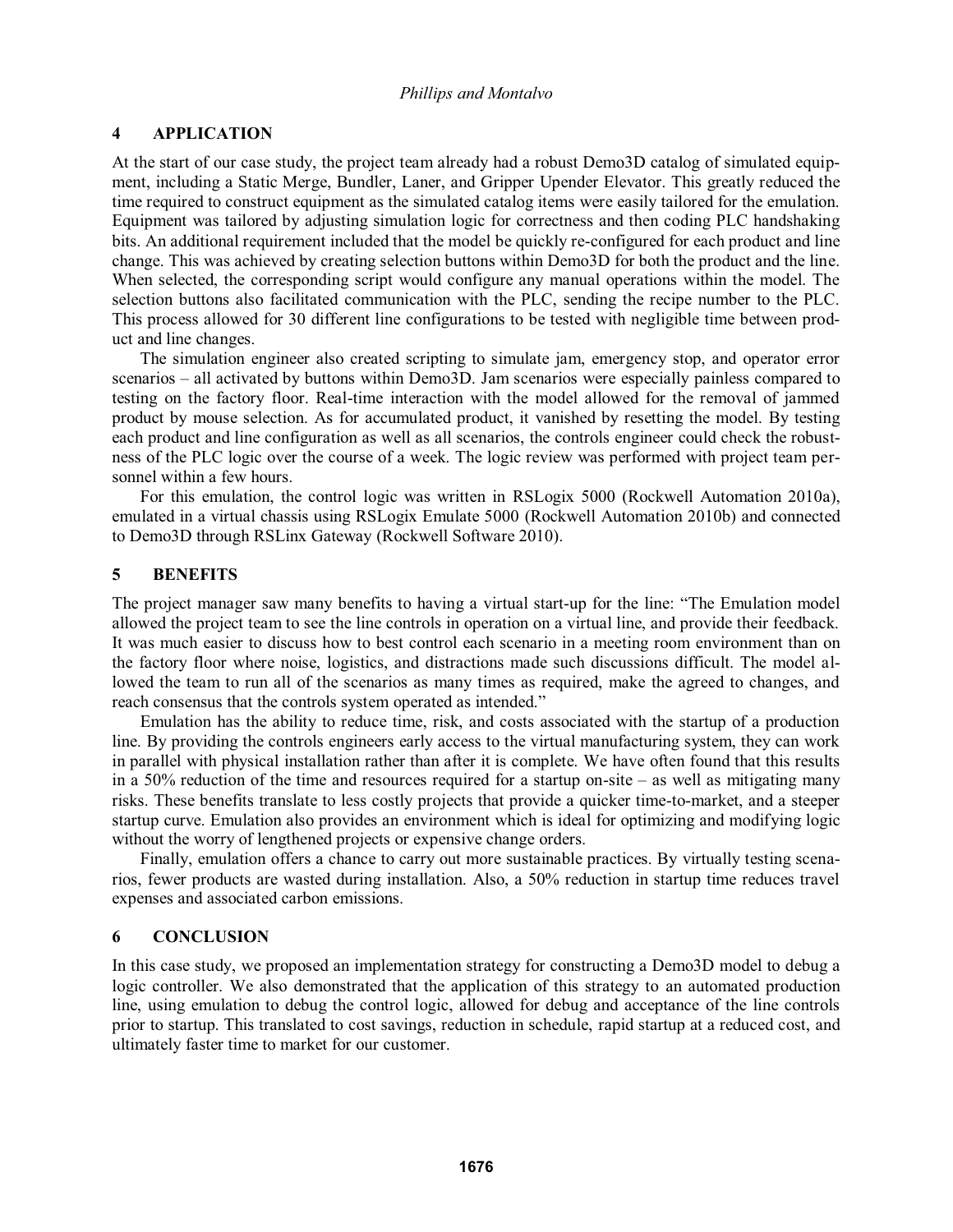## 4 APPLICATION

At the start of our case study, the project team already had a robust Demo3D catalog of simulated equipment, including a Static Merge, Bundler, Laner, and Gripper Upender Elevator. This greatly reduced the time required to construct equipment as the simulated catalog items were easily tailored for the emulation. Equipment was tailored by adjusting simulation logic for correctness and then coding PLC handshaking bits. An additional requirement included that the model be quickly re-configured for each product and line change. This was achieved by creating selection buttons within Demo3D for both the product and the line. When selected, the corresponding script would configure any manual operations within the model. The selection buttons also facilitated communication with the PLC, sending the recipe number to the PLC. This process allowed for 30 different line configurations to be tested with negligible time between product and line changes.

The simulation engineer also created scripting to simulate jam, emergency stop, and operator error scenarios – all activated by buttons within Demo3D. Jam scenarios were especially painless compared to testing on the factory floor. Real-time interaction with the model allowed for the removal of jammed product by mouse selection. As for accumulated product, it vanished by resetting the model. By testing each product and line configuration as well as all scenarios, the controls engineer could check the robustness of the PLC logic over the course of a week. The logic review was performed with project team personnel within a few hours.

For this emulation, the control logic was written in RSLogix 5000 (Rockwell Automation 2010a), emulated in a virtual chassis using RSLogix Emulate 5000 (Rockwell Automation 2010b) and connected to Demo3D through RSLinx Gateway (Rockwell Software 2010).

## 5 BENEFITS

The project manager saw many benefits to having a virtual start-up for the line: "The Emulation model allowed the project team to see the line controls in operation on a virtual line, and provide their feedback. It was much easier to discuss how to best control each scenario in a meeting room environment than on the factory floor where noise, logistics, and distractions made such discussions difficult. The model allowed the team to run all of the scenarios as many times as required, make the agreed to changes, and reach consensus that the controls system operated as intended."

Emulation has the ability to reduce time, risk, and costs associated with the startup of a production line. By providing the controls engineers early access to the virtual manufacturing system, they can work in parallel with physical installation rather than after it is complete. We have often found that this results in a 50% reduction of the time and resources required for a startup on-site – as well as mitigating many risks. These benefits translate to less costly projects that provide a quicker time-to-market, and a steeper startup curve. Emulation also provides an environment which is ideal for optimizing and modifying logic without the worry of lengthened projects or expensive change orders.

Finally, emulation offers a chance to carry out more sustainable practices. By virtually testing scenarios, fewer products are wasted during installation. Also, a 50% reduction in startup time reduces travel expenses and associated carbon emissions.

## 6 CONCLUSION

In this case study, we proposed an implementation strategy for constructing a Demo3D model to debug a logic controller. We also demonstrated that the application of this strategy to an automated production line, using emulation to debug the control logic, allowed for debug and acceptance of the line controls prior to startup. This translated to cost savings, reduction in schedule, rapid startup at a reduced cost, and ultimately faster time to market for our customer.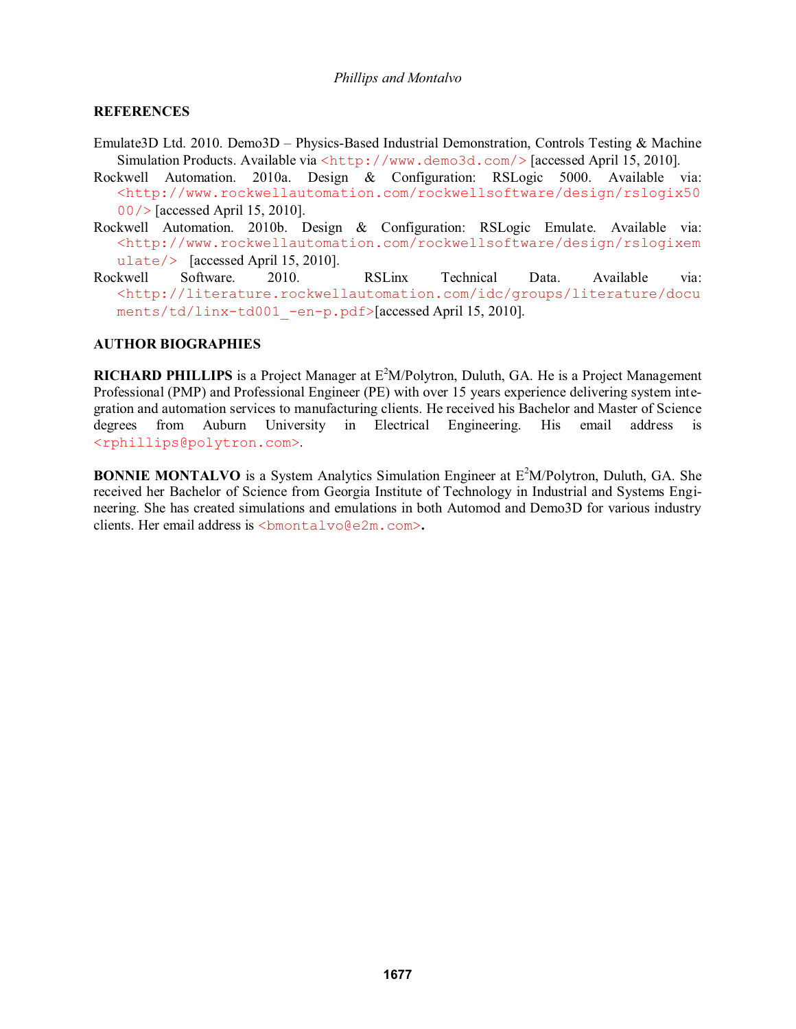## REFERENCES

Emulate3D Ltd. 2010. Demo3D – Physics-Based Industrial Demonstration, Controls Testing & Machine Simulation Products. Available via <http://www.demo3d.com/> [accessed April 15, 2010].

Rockwell Automation. 2010a. Design & Configuration: RSLogic 5000. Available via: <http://www.rockwellautomation.com/rockwellsoftware/design/rslogix5000/> [accessed April 15, 2010].

Rockwell Automation. 2010b. Design & Configuration: RSLogic Emulate. Available via: <http://www.rockwellautomation.com/rockwellsoftware/design/rslogixemulate/> [accessed April 15, 2010].

Rockwell Software. 2010. RSLinx Technical Data. Available via: <http://literature.rockwellautomation.com/idc/groups/literature/documents/td/linx-td001_-en-p.pdf>[accessed April 15, 2010].

## AUTHOR BIOGRAPHIES

**RICHARD PHILLIPS** is a Project Manager at E$^2$M/Polytron, Duluth, GA. He is a Project Management Professional (PMP) and Professional Engineer (PE) with over 15 years experience delivering system integration and automation services to manufacturing clients. He received his Bachelor and Master of Science degrees from Auburn University in Electrical Engineering. His email address is <rphillips@polytron.com>.

**BONNIE MONTALVO** is a System Analytics Simulation Engineer at E$^2$M/Polytron, Duluth, GA. She received her Bachelor of Science from Georgia Institute of Technology in Industrial and Systems Engineering. She has created simulations and emulations in both Automod and Demo3D for various industry clients. Her email address is <bmontalvo@e2m.com>**.**